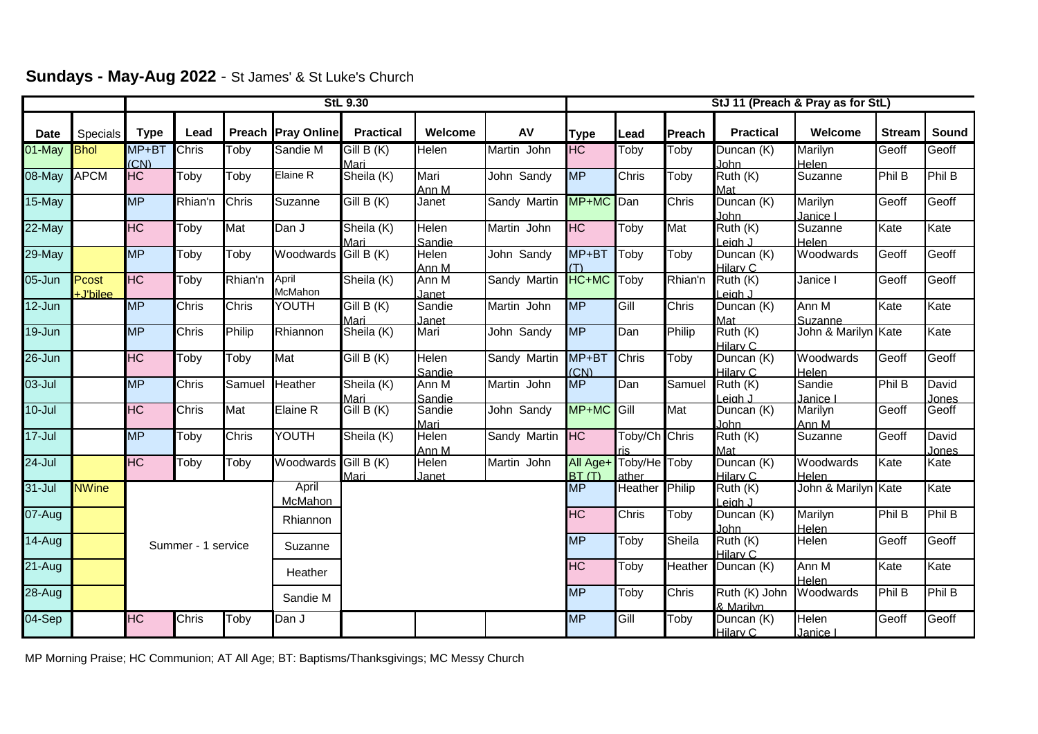## **Sundays - May-Aug 2022** - St James' & St Luke's Church

| | | StL 9.30 | | | | | | | StJ 11 (Preach & Pray as for StL) | | | | | | |
|---|---|---|---|---|---|---|---|---|---|---|---|---|---|---|---|
| **Date** | Specials | **Type** | **Lead** | **Preach** | **Pray Online** | **Practical** | **Welcome** | **AV** | **Type** | **Lead** | **Preach** | **Practical** | **Welcome** | **Stream** | **Sound** |
| 01-May | Bhol | MP+BT (CN) | Chris | Toby | Sandie M | Gill B (K) Mari | Helen | Martin John | HC | Toby | Toby | Duncan (K) John | Marilyn Helen | Geoff | Geoff |
| 08-May | APCM | HC | Toby | Toby | Elaine R | Sheila (K) | Mari Ann M | John Sandy | MP | Chris | Toby | Ruth (K) Mat | Suzanne | Phil B | Phil B |
| 15-May | | MP | Rhian'n | Chris | Suzanne | Gill B (K) | Janet | Sandy Martin | MP+MC | Dan | Chris | Duncan (K) John | Marilyn Janice I | Geoff | Geoff |
| 22-May | | HC | Toby | Mat | Dan J | Sheila (K) Mari | Helen Sandie | Martin John | HC | Toby | Mat | Ruth (K) Leigh J | Suzanne Helen | Kate | Kate |
| 29-May | | MP | Toby | Toby | Woodwards | Gill B (K) | Helen Ann M | John Sandy | MP+BT (T) | Toby | Toby | Duncan (K) Hilary C | Woodwards | Geoff | Geoff |
| 05-Jun | Pcost +J'bilee | HC | Toby | Rhian'n | April McMahon | Sheila (K) | Ann M Janet | Sandy Martin | HC+MC | Toby | Rhian'n | Ruth (K) Leigh J | Janice I | Geoff | Geoff |
| 12-Jun | | MP | Chris | Chris | YOUTH | Gill B (K) Mari | Sandie Janet | Martin John | MP | Gill | Chris | Duncan (K) Mat | Ann M Suzanne | Kate | Kate |
| 19-Jun | | MP | Chris | Philip | Rhiannon | Sheila (K) | Mari | John Sandy | MP | Dan | Philip | Ruth (K) Hilary C | John & Marilyn | Kate | Kate |
| 26-Jun | | HC | Toby | Toby | Mat | Gill B (K) | Helen Sandie | Sandy Martin | MP+BT (CN) | Chris | Toby | Duncan (K) Hilary C | Woodwards Helen | Geoff | Geoff |
| 03-Jul | | MP | Chris | Samuel | Heather | Sheila (K) Mari | Ann M Sandie | Martin John | MP | Dan | Samuel | Ruth (K) Leigh J | Sandie Janice I | Phil B | David Jones |
| 10-Jul | | HC | Chris | Mat | Elaine R | Gill B (K) | Sandie Mari | John Sandy | MP+MC | Gill | Mat | Duncan (K) John | Marilyn Ann M | Geoff | Geoff |
| 17-Jul | | MP | Toby | Chris | YOUTH | Sheila (K) | Helen Ann M | Sandy Martin | HC | Toby/Chris | Chris | Ruth (K) Mat | Suzanne | Geoff | David Jones |
| 24-Jul | | HC | Toby | Toby | Woodwards | Gill B (K) Mari | Helen Janet | Martin John | All Age+ BT (T) | Toby/Heather | Toby | Duncan (K) Hilary C | Woodwards Helen | Kate | Kate |
| 31-Jul | NWine | Summer - 1 service | | | April McMahon | | | | MP | Heather | Philip | Ruth (K) Leigh J | John & Marilyn | Kate | Kate |
| 07-Aug | | | | | Rhiannon | | | | HC | Chris | Toby | Duncan (K) John | Marilyn Helen | Phil B | Phil B |
| 14-Aug | | | | | Suzanne | | | | MP | Toby | Sheila | Ruth (K) Hilary C | Helen | Geoff | Geoff |
| 21-Aug | | | | | Heather | | | | HC | Toby | Heather | Duncan (K) | Ann M Helen | Kate | Kate |
| 28-Aug | | | | | Sandie M | | | | MP | Toby | Chris | Ruth (K) John & Marilyn | Woodwards | Phil B | Phil B |
| 04-Sep | | HC | Chris | Toby | Dan J | | | | MP | Gill | Toby | Duncan (K) Hilary C | Helen Janice I | Geoff | Geoff |

MP Morning Praise; HC Communion; AT All Age; BT: Baptisms/Thanksgivings; MC Messy Church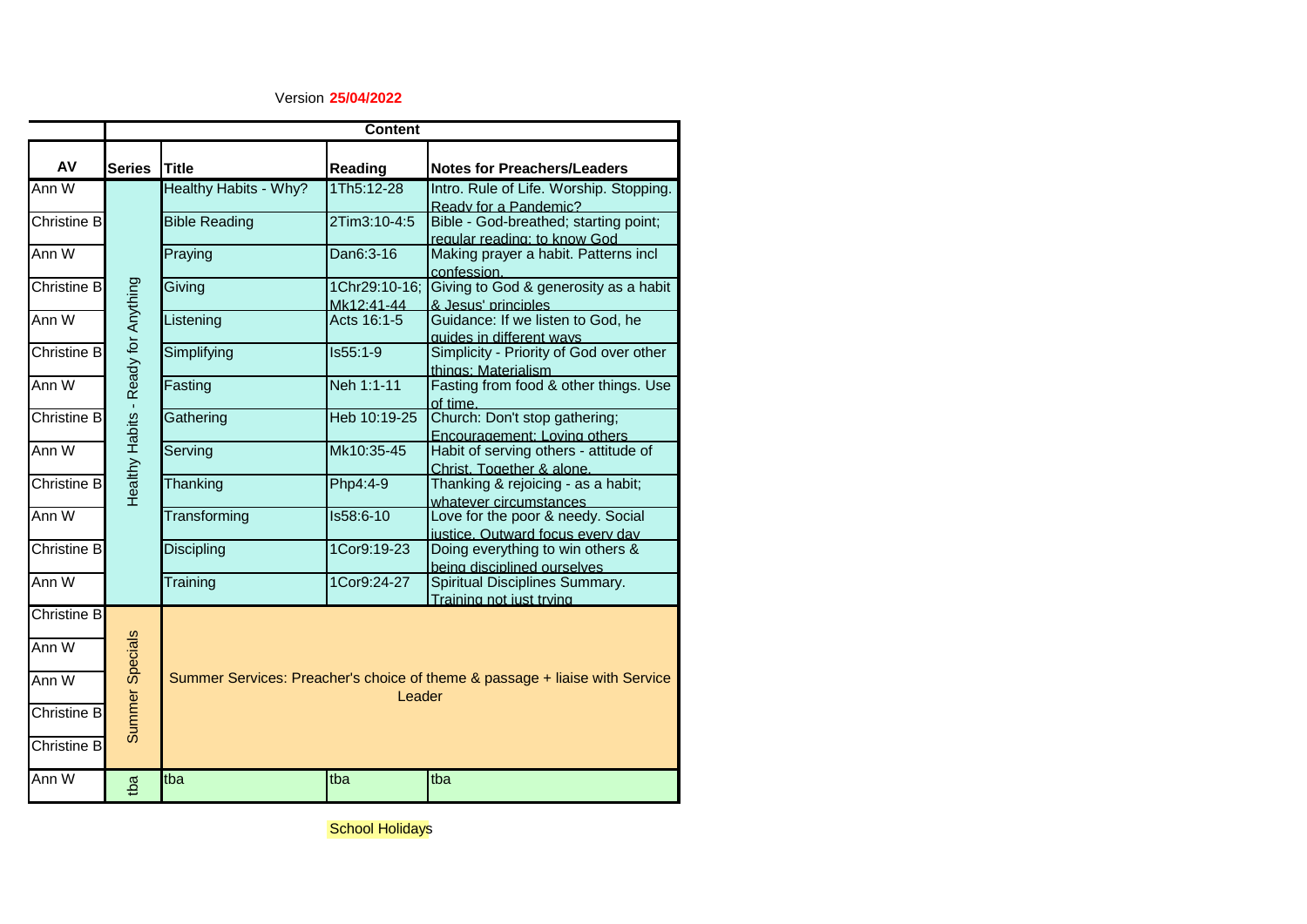Version **25/04/2022**

| | Content | | | |
|---|---|---|---|---|
| **AV** | **Series** | **Title** | **Reading** | **Notes for Preachers/Leaders** |
| Ann W | Healthy Habits - Ready for Anything | Healthy Habits - Why? | 1Th5:12-28 | Intro. Rule of Life. Worship. Stopping. Ready for a Pandemic? |
| Christine B | | Bible Reading | 2Tim3:10-4:5 | Bible - God-breathed; starting point; regular reading; to know God |
| Ann W | | Praying | Dan6:3-16 | Making prayer a habit. Patterns incl confession. |
| Christine B | | Giving | 1Chr29:10-16; Mk12:41-44 | Giving to God & generosity as a habit & Jesus' principles |
| Ann W | | Listening | Acts 16:1-5 | Guidance: If we listen to God, he guides in different ways |
| Christine B | | Simplifying | Is55:1-9 | Simplicity - Priority of God over other things; Materialism |
| Ann W | | Fasting | Neh 1:1-11 | Fasting from food & other things. Use of time. |
| Christine B | | Gathering | Heb 10:19-25 | Church: Don't stop gathering; Encouragement; Loving others |
| Ann W | | Serving | Mk10:35-45 | Habit of serving others - attitude of Christ. Together & alone. |
| Christine B | | Thanking | Php4:4-9 | Thanking & rejoicing - as a habit; whatever circumstances |
| Ann W | | Transforming | Is58:6-10 | Love for the poor & needy. Social justice. Outward focus every day |
| Christine B | | Discipling | 1Cor9:19-23 | Doing everything to win others & being disciplined ourselves |
| Ann W | | Training | 1Cor9:24-27 | Spiritual Disciplines Summary. Training not just trying |
| Christine B | Summer Specials | Summer Services: Preacher's choice of theme & passage + liaise with Service Leader | | |
| Ann W | | | | |
| Ann W | | | | |
| Christine B | | | | |
| Christine B | | | | |
| Ann W | tba | tba | tba | tba |

School Holidays